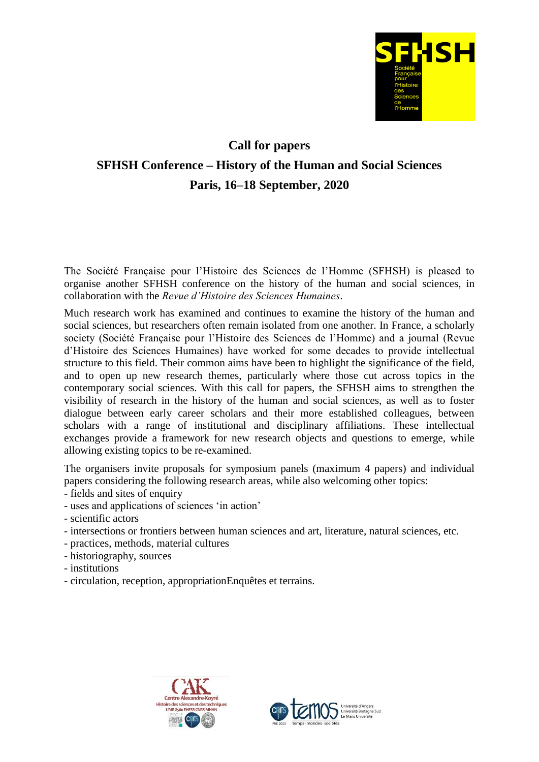# Call for papers

## SFHSH Conference – History of the Human and Social Sciences

## Paris, 16–18 September, 2020

The Société Française pour l'Histoire des Sciences de l'Homme (SFHSH) is pleased to organise another SFHSH conference on the history of the human and social sciences, in collaboration with the *Revue d'Histoire des Sciences Humaines*.

Much research work has examined and continues to examine the history of the human and social sciences, but researchers often remain isolated from one another. In France, a scholarly society (Société Française pour l'Histoire des Sciences de l'Homme) and a journal (Revue d'Histoire des Sciences Humaines) have worked for some decades to provide intellectual structure to this field. Their common aims have been to highlight the significance of the field, and to open up new research themes, particularly where those cut across topics in the contemporary social sciences. With this call for papers, the SFHSH aims to strengthen the visibility of research in the history of the human and social sciences, as well as to foster dialogue between early career scholars and their more established colleagues, between scholars with a range of institutional and disciplinary affiliations. These intellectual exchanges provide a framework for new research objects and questions to emerge, while allowing existing topics to be re-examined.

The organisers invite proposals for symposium panels (maximum 4 papers) and individual papers considering the following research areas, while also welcoming other topics:

- fields and sites of enquiry
- uses and applications of sciences 'in action'
- scientific actors
- intersections or frontiers between human sciences and art, literature, natural sciences, etc.
- practices, methods, material cultures
- historiography, sources
- institutions
- circulation, reception, appropriationEnquêtes et terrains.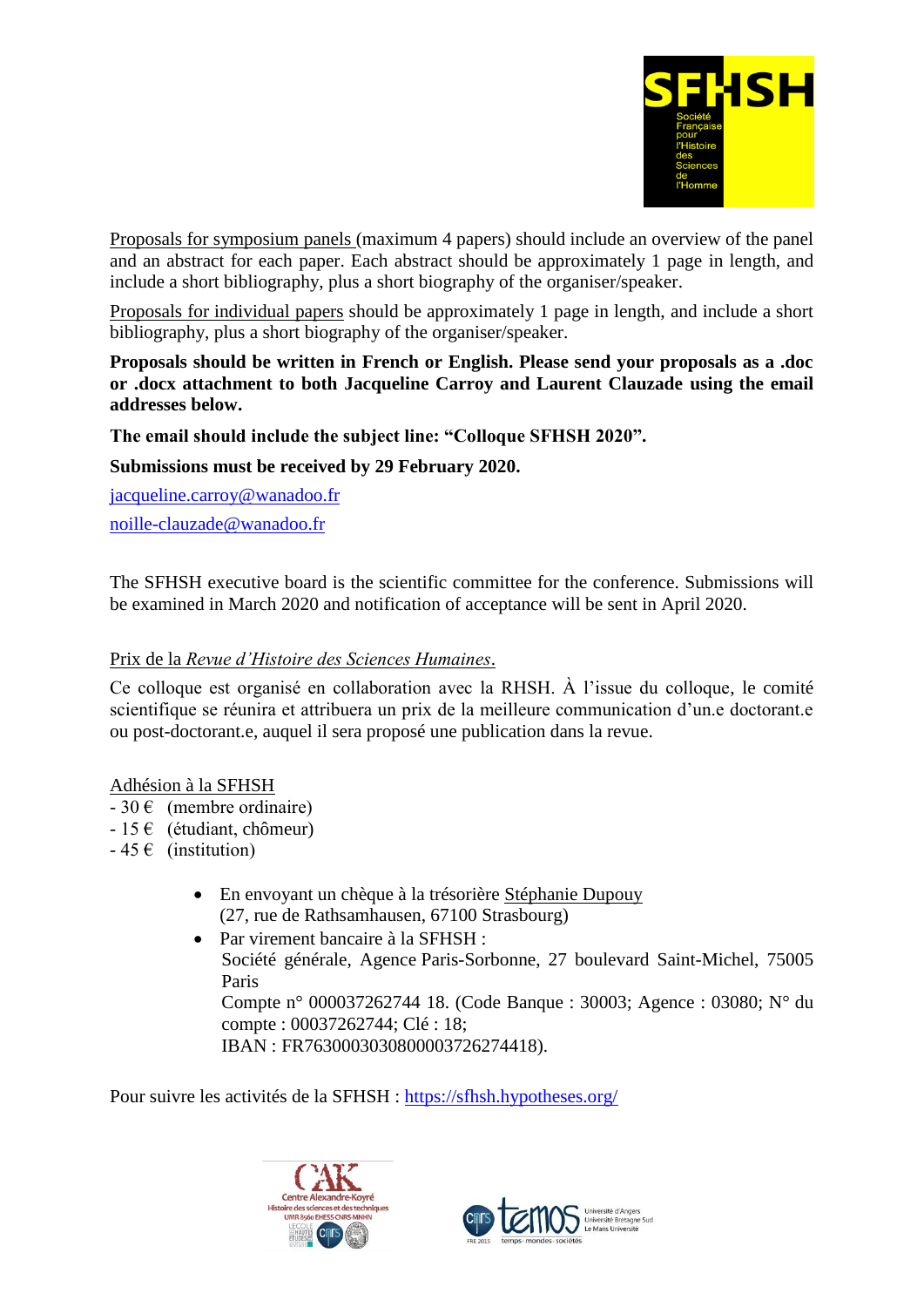Proposals for symposium panels (maximum 4 papers) should include an overview of the panel and an abstract for each paper. Each abstract should be approximately 1 page in length, and include a short bibliography, plus a short biography of the organiser/speaker.

Proposals for individual papers should be approximately 1 page in length, and include a short bibliography, plus a short biography of the organiser/speaker.

**Proposals should be written in French or English. Please send your proposals as a .doc or .docx attachment to both Jacqueline Carroy and Laurent Clauzade using the email addresses below.**

**The email should include the subject line: "Colloque SFHSH 2020".**

**Submissions must be received by 29 February 2020.**

jacqueline.carroy@wanadoo.fr

noille-clauzade@wanadoo.fr

The SFHSH executive board is the scientific committee for the conference. Submissions will be examined in March 2020 and notification of acceptance will be sent in April 2020.

Prix de la *Revue d'Histoire des Sciences Humaines*.

Ce colloque est organisé en collaboration avec la RHSH. À l'issue du colloque, le comité scientifique se réunira et attribuera un prix de la meilleure communication d'un.e doctorant.e ou post-doctorant.e, auquel il sera proposé une publication dans la revue.

Adhésion à la SFHSH

- 30 € (membre ordinaire)
- 15 € (étudiant, chômeur)
- 45 € (institution)

- En envoyant un chèque à la trésorière Stéphanie Dupouy (27, rue de Rathsamhausen, 67100 Strasbourg)
- Par virement bancaire à la SFHSH :
  Société générale, Agence Paris-Sorbonne, 27 boulevard Saint-Michel, 75005 Paris
  Compte n° 000037262744 18. (Code Banque : 30003; Agence : 03080; N° du compte : 00037262744; Clé : 18;
  IBAN : FR7630003030800003726274418).

Pour suivre les activités de la SFHSH : https://sfhsh.hypotheses.org/